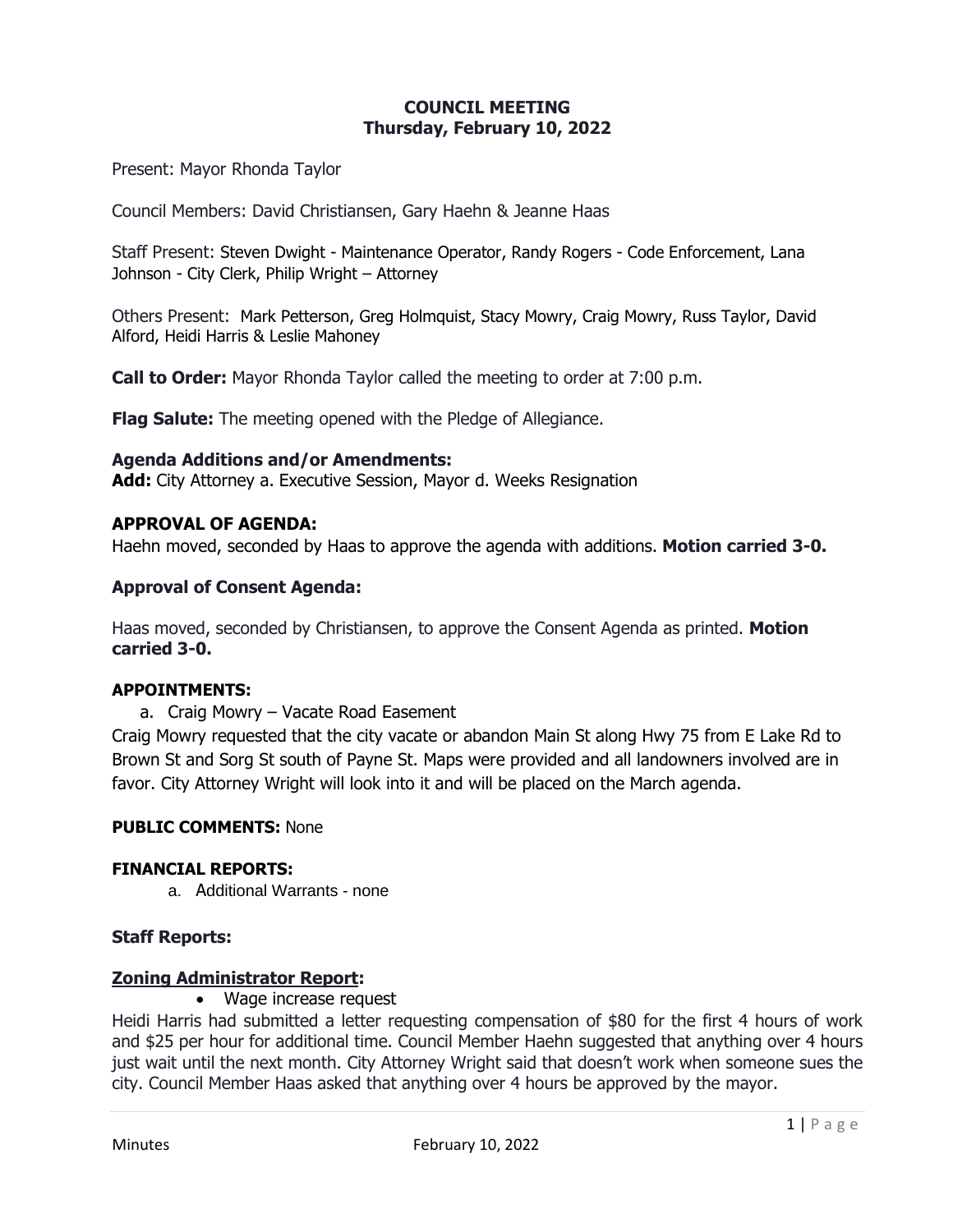# COUNCIL MEETING
## Thursday, February 10, 2022

Present: Mayor Rhonda Taylor

Council Members: David Christiansen, Gary Haehn & Jeanne Haas

Staff Present: Steven Dwight - Maintenance Operator, Randy Rogers - Code Enforcement, Lana Johnson - City Clerk, Philip Wright – Attorney

Others Present: Mark Petterson, Greg Holmquist, Stacy Mowry, Craig Mowry, Russ Taylor, David Alford, Heidi Harris & Leslie Mahoney

**Call to Order:** Mayor Rhonda Taylor called the meeting to order at 7:00 p.m.

**Flag Salute:** The meeting opened with the Pledge of Allegiance.

**Agenda Additions and/or Amendments:**
**Add:** City Attorney a. Executive Session, Mayor d. Weeks Resignation

**APPROVAL OF AGENDA:**
Haehn moved, seconded by Haas to approve the agenda with additions. **Motion carried 3-0.**

**Approval of Consent Agenda:**

Haas moved, seconded by Christiansen, to approve the Consent Agenda as printed. **Motion carried 3-0.**

**APPOINTMENTS:**

a. Craig Mowry – Vacate Road Easement

Craig Mowry requested that the city vacate or abandon Main St along Hwy 75 from E Lake Rd to Brown St and Sorg St south of Payne St. Maps were provided and all landowners involved are in favor. City Attorney Wright will look into it and will be placed on the March agenda.

**PUBLIC COMMENTS:** None

**FINANCIAL REPORTS:**

a. Additional Warrants - none

**Staff Reports:**

**Zoning Administrator Report:**

- Wage increase request

Heidi Harris had submitted a letter requesting compensation of $80 for the first 4 hours of work and $25 per hour for additional time. Council Member Haehn suggested that anything over 4 hours just wait until the next month. City Attorney Wright said that doesn't work when someone sues the city. Council Member Haas asked that anything over 4 hours be approved by the mayor.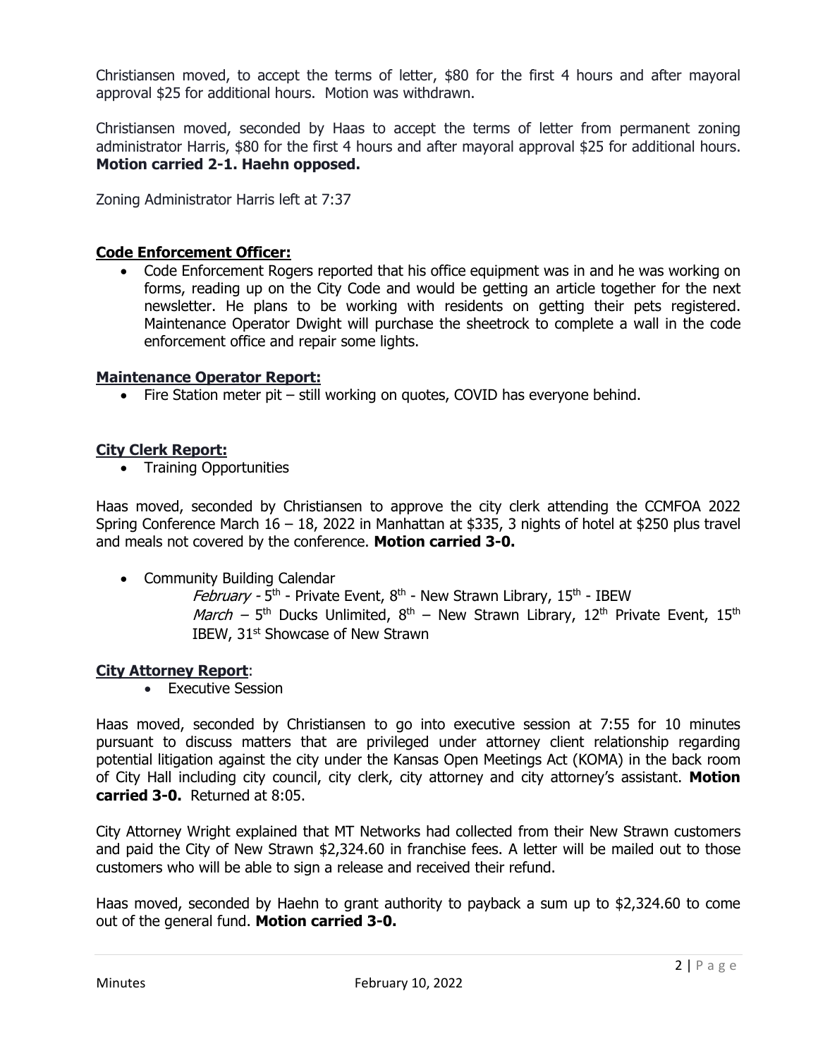Christiansen moved, to accept the terms of letter, $80 for the first 4 hours and after mayoral approval $25 for additional hours. Motion was withdrawn.

Christiansen moved, seconded by Haas to accept the terms of letter from permanent zoning administrator Harris, $80 for the first 4 hours and after mayoral approval $25 for additional hours. **Motion carried 2-1. Haehn opposed.**

Zoning Administrator Harris left at 7:37

**Code Enforcement Officer:**

- Code Enforcement Rogers reported that his office equipment was in and he was working on forms, reading up on the City Code and would be getting an article together for the next newsletter. He plans to be working with residents on getting their pets registered. Maintenance Operator Dwight will purchase the sheetrock to complete a wall in the code enforcement office and repair some lights.

**Maintenance Operator Report:**

- Fire Station meter pit – still working on quotes, COVID has everyone behind.

**City Clerk Report:**

- Training Opportunities

Haas moved, seconded by Christiansen to approve the city clerk attending the CCMFOA 2022 Spring Conference March 16 – 18, 2022 in Manhattan at $335, 3 nights of hotel at $250 plus travel and meals not covered by the conference. **Motion carried 3-0.**

- Community Building Calendar

  *February* - 5th - Private Event, 8th - New Strawn Library, 15th - IBEW

  *March* – 5th Ducks Unlimited, 8th – New Strawn Library, 12th Private Event, 15th IBEW, 31st Showcase of New Strawn

**City Attorney Report**:

- Executive Session

Haas moved, seconded by Christiansen to go into executive session at 7:55 for 10 minutes pursuant to discuss matters that are privileged under attorney client relationship regarding potential litigation against the city under the Kansas Open Meetings Act (KOMA) in the back room of City Hall including city council, city clerk, city attorney and city attorney's assistant. **Motion carried 3-0.** Returned at 8:05.

City Attorney Wright explained that MT Networks had collected from their New Strawn customers and paid the City of New Strawn $2,324.60 in franchise fees. A letter will be mailed out to those customers who will be able to sign a release and received their refund.

Haas moved, seconded by Haehn to grant authority to payback a sum up to $2,324.60 to come out of the general fund. **Motion carried 3-0.**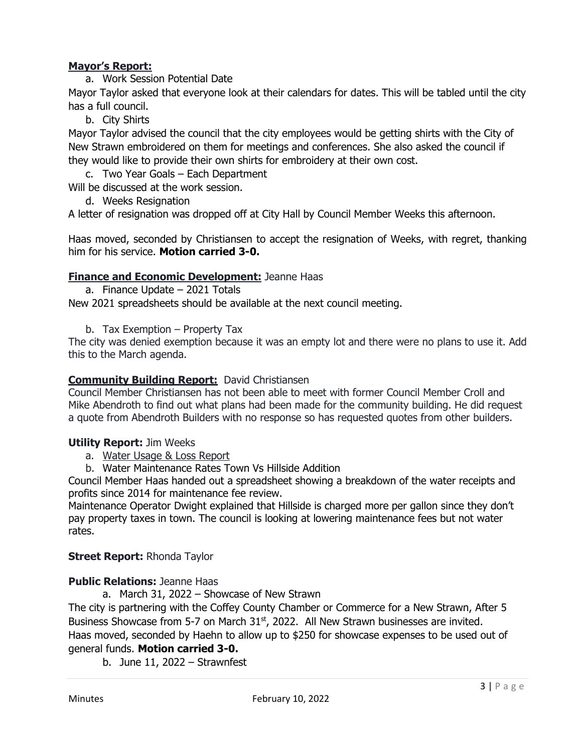**Mayor's Report:**

a. Work Session Potential Date

Mayor Taylor asked that everyone look at their calendars for dates. This will be tabled until the city has a full council.

b. City Shirts

Mayor Taylor advised the council that the city employees would be getting shirts with the City of New Strawn embroidered on them for meetings and conferences. She also asked the council if they would like to provide their own shirts for embroidery at their own cost.

c. Two Year Goals – Each Department

Will be discussed at the work session.

d. Weeks Resignation

A letter of resignation was dropped off at City Hall by Council Member Weeks this afternoon.

Haas moved, seconded by Christiansen to accept the resignation of Weeks, with regret, thanking him for his service. **Motion carried 3-0.**

**Finance and Economic Development:** Jeanne Haas

a. Finance Update – 2021 Totals

New 2021 spreadsheets should be available at the next council meeting.

b. Tax Exemption – Property Tax

The city was denied exemption because it was an empty lot and there were no plans to use it. Add this to the March agenda.

**Community Building Report:** David Christiansen

Council Member Christiansen has not been able to meet with former Council Member Croll and Mike Abendroth to find out what plans had been made for the community building. He did request a quote from Abendroth Builders with no response so has requested quotes from other builders.

**Utility Report:** Jim Weeks

a. Water Usage & Loss Report
b. Water Maintenance Rates Town Vs Hillside Addition

Council Member Haas handed out a spreadsheet showing a breakdown of the water receipts and profits since 2014 for maintenance fee review.

Maintenance Operator Dwight explained that Hillside is charged more per gallon since they don't pay property taxes in town. The council is looking at lowering maintenance fees but not water rates.

**Street Report:** Rhonda Taylor

**Public Relations:** Jeanne Haas

a. March 31, 2022 – Showcase of New Strawn

The city is partnering with the Coffey County Chamber or Commerce for a New Strawn, After 5 Business Showcase from 5-7 on March 31st, 2022. All New Strawn businesses are invited.

Haas moved, seconded by Haehn to allow up to $250 for showcase expenses to be used out of general funds. **Motion carried 3-0.**

b. June 11, 2022 – Strawnfest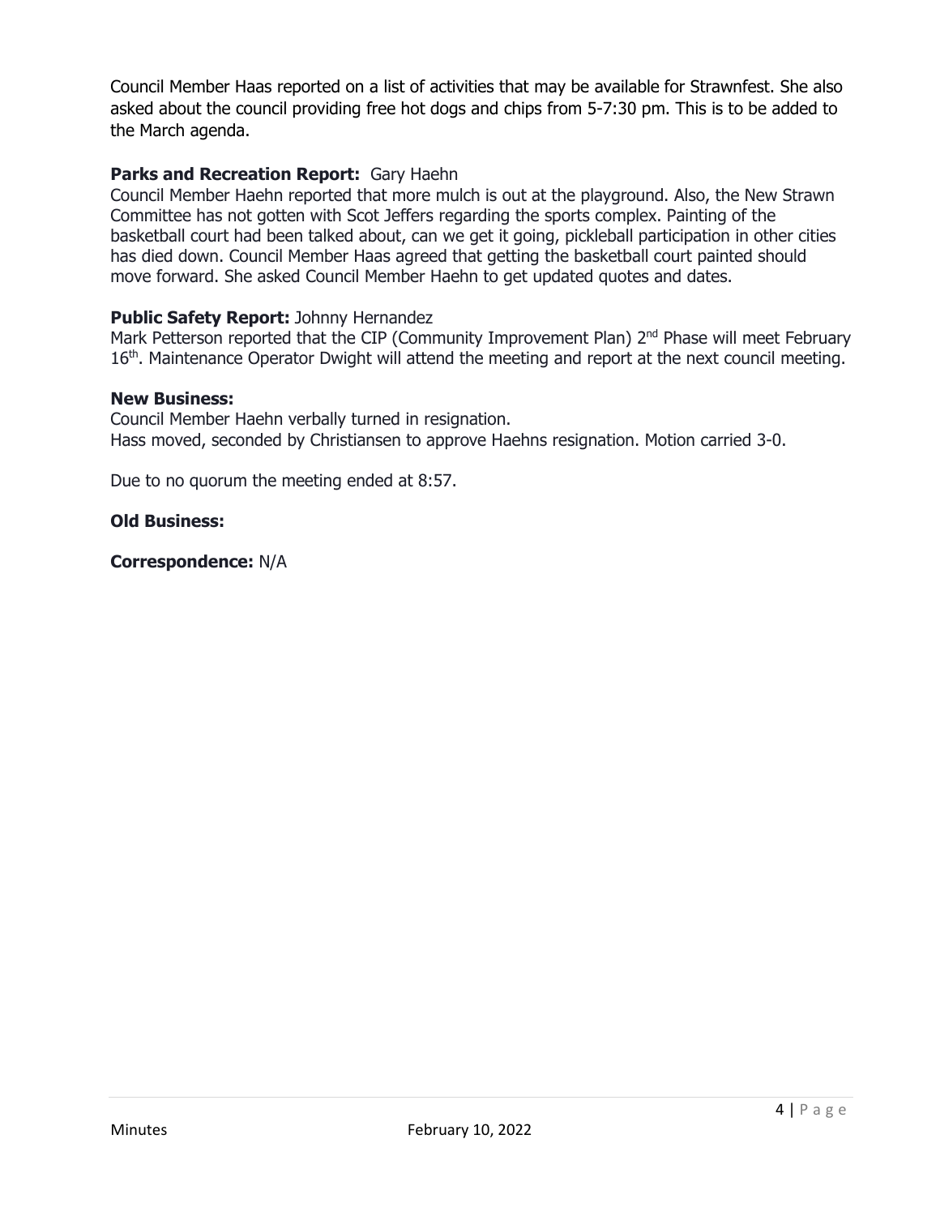Council Member Haas reported on a list of activities that may be available for Strawnfest. She also asked about the council providing free hot dogs and chips from 5-7:30 pm. This is to be added to the March agenda.

**Parks and Recreation Report:** Gary Haehn

Council Member Haehn reported that more mulch is out at the playground. Also, the New Strawn Committee has not gotten with Scot Jeffers regarding the sports complex. Painting of the basketball court had been talked about, can we get it going, pickleball participation in other cities has died down. Council Member Haas agreed that getting the basketball court painted should move forward. She asked Council Member Haehn to get updated quotes and dates.

**Public Safety Report:** Johnny Hernandez

Mark Petterson reported that the CIP (Community Improvement Plan) 2nd Phase will meet February 16th. Maintenance Operator Dwight will attend the meeting and report at the next council meeting.

**New Business:**

Council Member Haehn verbally turned in resignation.
Hass moved, seconded by Christiansen to approve Haehns resignation. Motion carried 3-0.

Due to no quorum the meeting ended at 8:57.

**Old Business:**

**Correspondence:** N/A

Minutes February 10, 2022